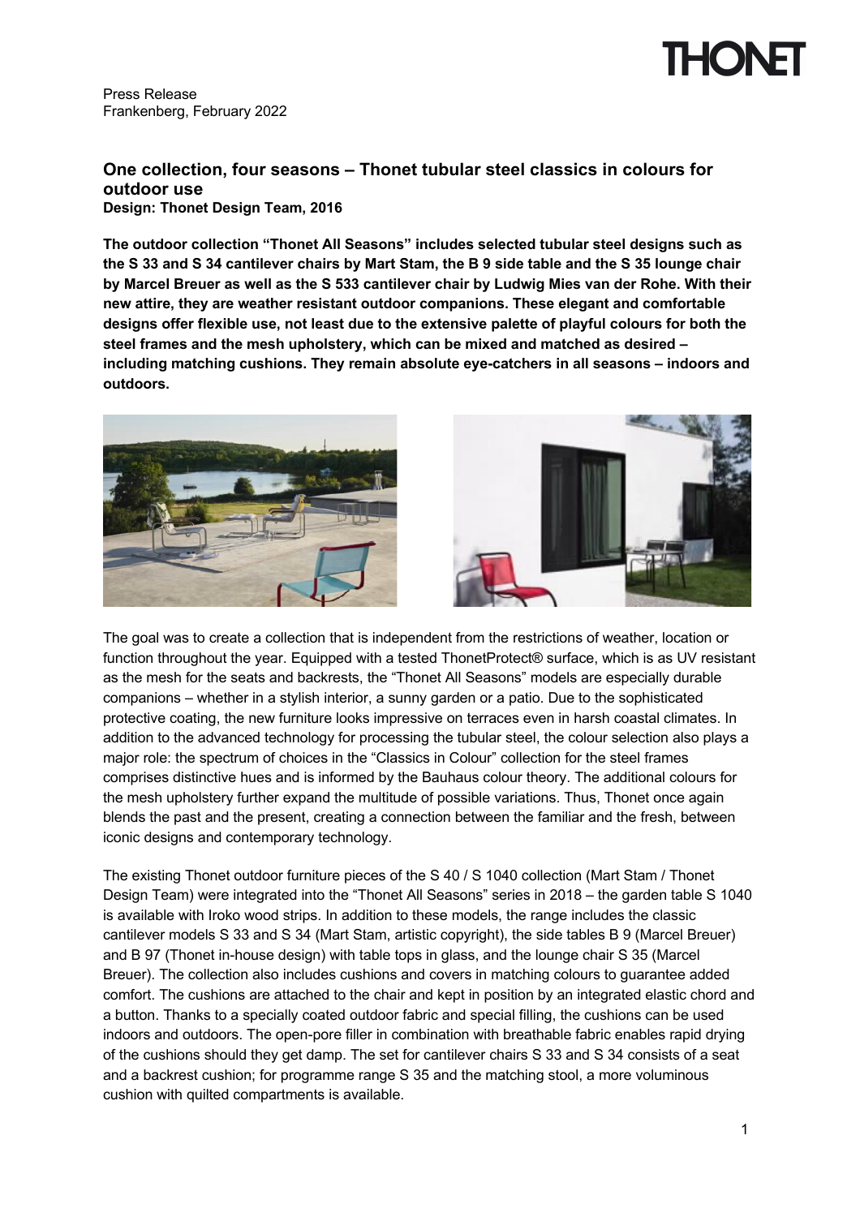Press Release
Frankenberg, February 2022

## One collection, four seasons – Thonet tubular steel classics in colours for outdoor use

**Design: Thonet Design Team, 2016**

**The outdoor collection "Thonet All Seasons" includes selected tubular steel designs such as the S 33 and S 34 cantilever chairs by Mart Stam, the B 9 side table and the S 35 lounge chair by Marcel Breuer as well as the S 533 cantilever chair by Ludwig Mies van der Rohe. With their new attire, they are weather resistant outdoor companions. These elegant and comfortable designs offer flexible use, not least due to the extensive palette of playful colours for both the steel frames and the mesh upholstery, which can be mixed and matched as desired – including matching cushions. They remain absolute eye-catchers in all seasons – indoors and outdoors.**

The goal was to create a collection that is independent from the restrictions of weather, location or function throughout the year. Equipped with a tested ThonetProtect® surface, which is as UV resistant as the mesh for the seats and backrests, the "Thonet All Seasons" models are especially durable companions – whether in a stylish interior, a sunny garden or a patio. Due to the sophisticated protective coating, the new furniture looks impressive on terraces even in harsh coastal climates. In addition to the advanced technology for processing the tubular steel, the colour selection also plays a major role: the spectrum of choices in the "Classics in Colour" collection for the steel frames comprises distinctive hues and is informed by the Bauhaus colour theory. The additional colours for the mesh upholstery further expand the multitude of possible variations. Thus, Thonet once again blends the past and the present, creating a connection between the familiar and the fresh, between iconic designs and contemporary technology.

The existing Thonet outdoor furniture pieces of the S 40 / S 1040 collection (Mart Stam / Thonet Design Team) were integrated into the "Thonet All Seasons" series in 2018 – the garden table S 1040 is available with Iroko wood strips. In addition to these models, the range includes the classic cantilever models S 33 and S 34 (Mart Stam, artistic copyright), the side tables B 9 (Marcel Breuer) and B 97 (Thonet in-house design) with table tops in glass, and the lounge chair S 35 (Marcel Breuer). The collection also includes cushions and covers in matching colours to guarantee added comfort. The cushions are attached to the chair and kept in position by an integrated elastic chord and a button. Thanks to a specially coated outdoor fabric and special filling, the cushions can be used indoors and outdoors. The open-pore filler in combination with breathable fabric enables rapid drying of the cushions should they get damp. The set for cantilever chairs S 33 and S 34 consists of a seat and a backrest cushion; for programme range S 35 and the matching stool, a more voluminous cushion with quilted compartments is available.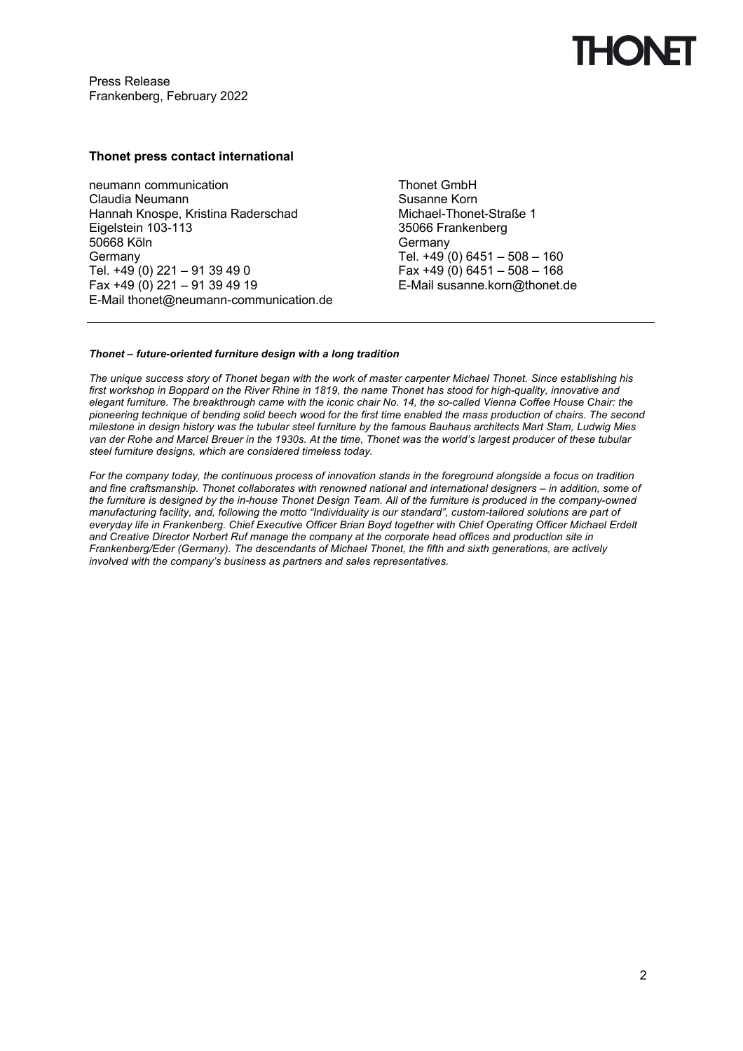Press Release
Frankenberg, February 2022

**Thonet press contact international**

neumann communication
Claudia Neumann
Hannah Knospe, Kristina Raderschad
Eigelstein 103-113
50668 Köln
Germany
Tel. +49 (0) 221 – 91 39 49 0
Fax +49 (0) 221 – 91 39 49 19
E-Mail thonet@neumann-communication.de

Thonet GmbH
Susanne Korn
Michael-Thonet-Straße 1
35066 Frankenberg
Germany
Tel. +49 (0) 6451 – 508 – 160
Fax +49 (0) 6451 – 508 – 168
E-Mail susanne.korn@thonet.de

---

***Thonet – future-oriented furniture design with a long tradition***

*The unique success story of Thonet began with the work of master carpenter Michael Thonet. Since establishing his first workshop in Boppard on the River Rhine in 1819, the name Thonet has stood for high-quality, innovative and elegant furniture. The breakthrough came with the iconic chair No. 14, the so-called Vienna Coffee House Chair: the pioneering technique of bending solid beech wood for the first time enabled the mass production of chairs. The second milestone in design history was the tubular steel furniture by the famous Bauhaus architects Mart Stam, Ludwig Mies van der Rohe and Marcel Breuer in the 1930s. At the time, Thonet was the world's largest producer of these tubular steel furniture designs, which are considered timeless today.*

*For the company today, the continuous process of innovation stands in the foreground alongside a focus on tradition and fine craftsmanship. Thonet collaborates with renowned national and international designers – in addition, some of the furniture is designed by the in-house Thonet Design Team. All of the furniture is produced in the company-owned manufacturing facility, and, following the motto "Individuality is our standard", custom-tailored solutions are part of everyday life in Frankenberg. Chief Executive Officer Brian Boyd together with Chief Operating Officer Michael Erdelt and Creative Director Norbert Ruf manage the company at the corporate head offices and production site in Frankenberg/Eder (Germany). The descendants of Michael Thonet, the fifth and sixth generations, are actively involved with the company's business as partners and sales representatives.*